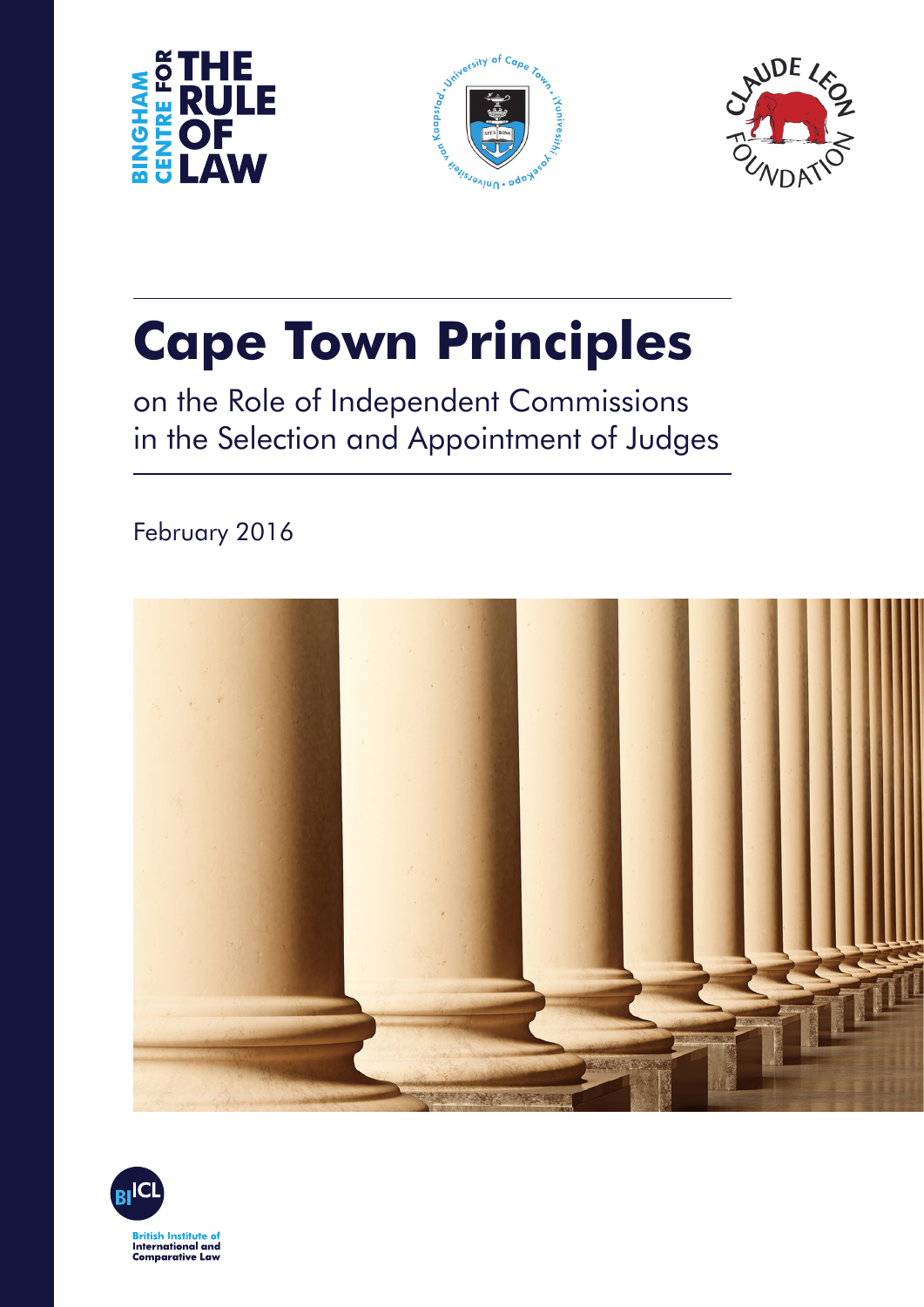# Cape Town Principles

on the Role of Independent Commissions in the Selection and Appointment of Judges

February 2016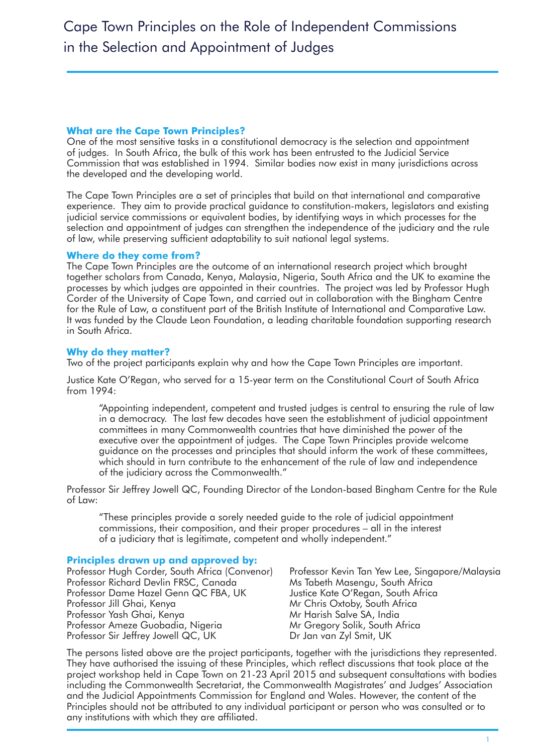# Cape Town Principles on the Role of Independent Commissions in the Selection and Appointment of Judges

### What are the Cape Town Principles?

One of the most sensitive tasks in a constitutional democracy is the selection and appointment of judges. In South Africa, the bulk of this work has been entrusted to the Judicial Service Commission that was established in 1994. Similar bodies now exist in many jurisdictions across the developed and the developing world.

The Cape Town Principles are a set of principles that build on that international and comparative experience. They aim to provide practical guidance to constitution-makers, legislators and existing judicial service commissions or equivalent bodies, by identifying ways in which processes for the selection and appointment of judges can strengthen the independence of the judiciary and the rule of law, while preserving sufficient adaptability to suit national legal systems.

### Where do they come from?

The Cape Town Principles are the outcome of an international research project which brought together scholars from Canada, Kenya, Malaysia, Nigeria, South Africa and the UK to examine the processes by which judges are appointed in their countries. The project was led by Professor Hugh Corder of the University of Cape Town, and carried out in collaboration with the Bingham Centre for the Rule of Law, a constituent part of the British Institute of International and Comparative Law. It was funded by the Claude Leon Foundation, a leading charitable foundation supporting research in South Africa.

### Why do they matter?

Two of the project participants explain why and how the Cape Town Principles are important.

Justice Kate O'Regan, who served for a 15-year term on the Constitutional Court of South Africa from 1994:

> "Appointing independent, competent and trusted judges is central to ensuring the rule of law in a democracy. The last few decades have seen the establishment of judicial appointment committees in many Commonwealth countries that have diminished the power of the executive over the appointment of judges. The Cape Town Principles provide welcome guidance on the processes and principles that should inform the work of these committees, which should in turn contribute to the enhancement of the rule of law and independence of the judiciary across the Commonwealth."

Professor Sir Jeffrey Jowell QC, Founding Director of the London-based Bingham Centre for the Rule of Law:

> "These principles provide a sorely needed guide to the role of judicial appointment commissions, their composition, and their proper procedures – all in the interest of a judiciary that is legitimate, competent and wholly independent."

### Principles drawn up and approved by:

Professor Hugh Corder, South Africa (Convenor)
Professor Richard Devlin FRSC, Canada
Professor Dame Hazel Genn QC FBA, UK
Professor Jill Ghai, Kenya
Professor Yash Ghai, Kenya
Professor Ameze Guobadia, Nigeria
Professor Sir Jeffrey Jowell QC, UK
Professor Kevin Tan Yew Lee, Singapore/Malaysia
Ms Tabeth Masengu, South Africa
Justice Kate O'Regan, South Africa
Mr Chris Oxtoby, South Africa
Mr Harish Salve SA, India
Mr Gregory Solik, South Africa
Dr Jan van Zyl Smit, UK

The persons listed above are the project participants, together with the jurisdictions they represented. They have authorised the issuing of these Principles, which reflect discussions that took place at the project workshop held in Cape Town on 21-23 April 2015 and subsequent consultations with bodies including the Commonwealth Secretariat, the Commonwealth Magistrates' and Judges' Association and the Judicial Appointments Commission for England and Wales. However, the content of the Principles should not be attributed to any individual participant or person who was consulted or to any institutions with which they are affiliated.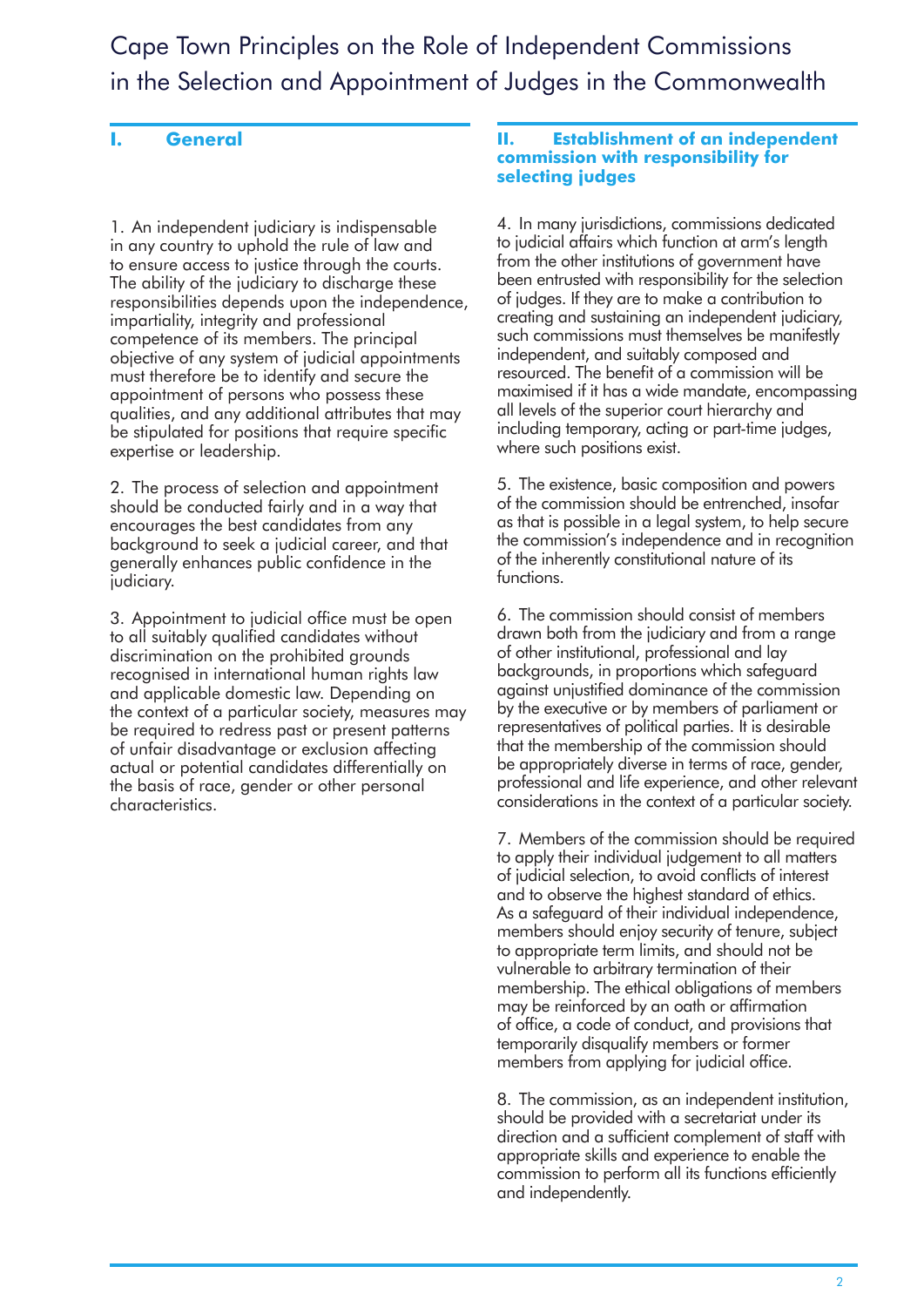# Cape Town Principles on the Role of Independent Commissions in the Selection and Appointment of Judges in the Commonwealth

## I. General

1. An independent judiciary is indispensable in any country to uphold the rule of law and to ensure access to justice through the courts. The ability of the judiciary to discharge these responsibilities depends upon the independence, impartiality, integrity and professional competence of its members. The principal objective of any system of judicial appointments must therefore be to identify and secure the appointment of persons who possess these qualities, and any additional attributes that may be stipulated for positions that require specific expertise or leadership.

2. The process of selection and appointment should be conducted fairly and in a way that encourages the best candidates from any background to seek a judicial career, and that generally enhances public confidence in the judiciary.

3. Appointment to judicial office must be open to all suitably qualified candidates without discrimination on the prohibited grounds recognised in international human rights law and applicable domestic law. Depending on the context of a particular society, measures may be required to redress past or present patterns of unfair disadvantage or exclusion affecting actual or potential candidates differentially on the basis of race, gender or other personal characteristics.

## II. Establishment of an independent commission with responsibility for selecting judges

4. In many jurisdictions, commissions dedicated to judicial affairs which function at arm's length from the other institutions of government have been entrusted with responsibility for the selection of judges. If they are to make a contribution to creating and sustaining an independent judiciary, such commissions must themselves be manifestly independent, and suitably composed and resourced. The benefit of a commission will be maximised if it has a wide mandate, encompassing all levels of the superior court hierarchy and including temporary, acting or part-time judges, where such positions exist.

5. The existence, basic composition and powers of the commission should be entrenched, insofar as that is possible in a legal system, to help secure the commission's independence and in recognition of the inherently constitutional nature of its functions.

6. The commission should consist of members drawn both from the judiciary and from a range of other institutional, professional and lay backgrounds, in proportions which safeguard against unjustified dominance of the commission by the executive or by members of parliament or representatives of political parties. It is desirable that the membership of the commission should be appropriately diverse in terms of race, gender, professional and life experience, and other relevant considerations in the context of a particular society.

7. Members of the commission should be required to apply their individual judgement to all matters of judicial selection, to avoid conflicts of interest and to observe the highest standard of ethics. As a safeguard of their individual independence, members should enjoy security of tenure, subject to appropriate term limits, and should not be vulnerable to arbitrary termination of their membership. The ethical obligations of members may be reinforced by an oath or affirmation of office, a code of conduct, and provisions that temporarily disqualify members or former members from applying for judicial office.

8. The commission, as an independent institution, should be provided with a secretariat under its direction and a sufficient complement of staff with appropriate skills and experience to enable the commission to perform all its functions efficiently and independently.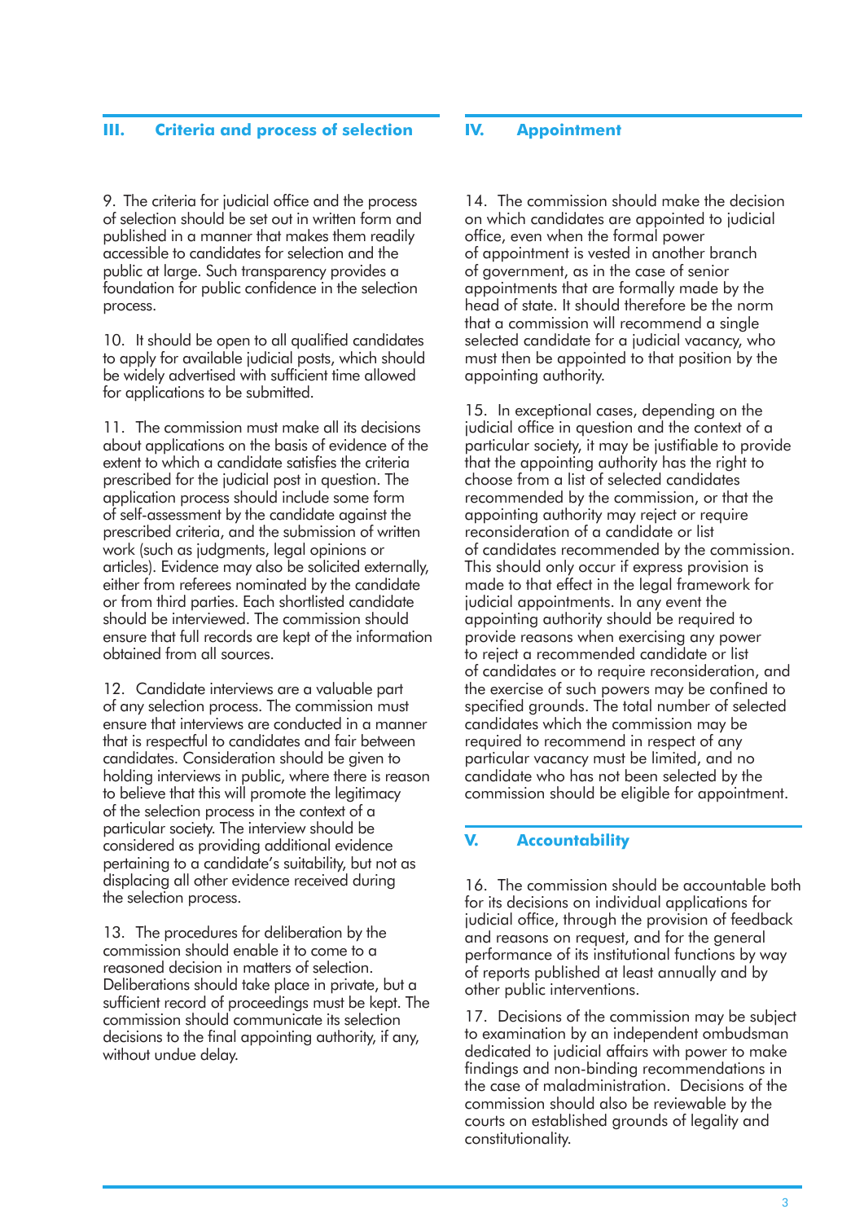## III. Criteria and process of selection

9. The criteria for judicial office and the process of selection should be set out in written form and published in a manner that makes them readily accessible to candidates for selection and the public at large. Such transparency provides a foundation for public confidence in the selection process.

10. It should be open to all qualified candidates to apply for available judicial posts, which should be widely advertised with sufficient time allowed for applications to be submitted.

11. The commission must make all its decisions about applications on the basis of evidence of the extent to which a candidate satisfies the criteria prescribed for the judicial post in question. The application process should include some form of self-assessment by the candidate against the prescribed criteria, and the submission of written work (such as judgments, legal opinions or articles). Evidence may also be solicited externally, either from referees nominated by the candidate or from third parties. Each shortlisted candidate should be interviewed. The commission should ensure that full records are kept of the information obtained from all sources.

12. Candidate interviews are a valuable part of any selection process. The commission must ensure that interviews are conducted in a manner that is respectful to candidates and fair between candidates. Consideration should be given to holding interviews in public, where there is reason to believe that this will promote the legitimacy of the selection process in the context of a particular society. The interview should be considered as providing additional evidence pertaining to a candidate's suitability, but not as displacing all other evidence received during the selection process.

13. The procedures for deliberation by the commission should enable it to come to a reasoned decision in matters of selection. Deliberations should take place in private, but a sufficient record of proceedings must be kept. The commission should communicate its selection decisions to the final appointing authority, if any, without undue delay.

## IV. Appointment

14. The commission should make the decision on which candidates are appointed to judicial office, even when the formal power of appointment is vested in another branch of government, as in the case of senior appointments that are formally made by the head of state. It should therefore be the norm that a commission will recommend a single selected candidate for a judicial vacancy, who must then be appointed to that position by the appointing authority.

15. In exceptional cases, depending on the judicial office in question and the context of a particular society, it may be justifiable to provide that the appointing authority has the right to choose from a list of selected candidates recommended by the commission, or that the appointing authority may reject or require reconsideration of a candidate or list of candidates recommended by the commission. This should only occur if express provision is made to that effect in the legal framework for judicial appointments. In any event the appointing authority should be required to provide reasons when exercising any power to reject a recommended candidate or list of candidates or to require reconsideration, and the exercise of such powers may be confined to specified grounds. The total number of selected candidates which the commission may be required to recommend in respect of any particular vacancy must be limited, and no candidate who has not been selected by the commission should be eligible for appointment.

## V. Accountability

16. The commission should be accountable both for its decisions on individual applications for judicial office, through the provision of feedback and reasons on request, and for the general performance of its institutional functions by way of reports published at least annually and by other public interventions.

17. Decisions of the commission may be subject to examination by an independent ombudsman dedicated to judicial affairs with power to make findings and non-binding recommendations in the case of maladministration. Decisions of the commission should also be reviewable by the courts on established grounds of legality and constitutionality.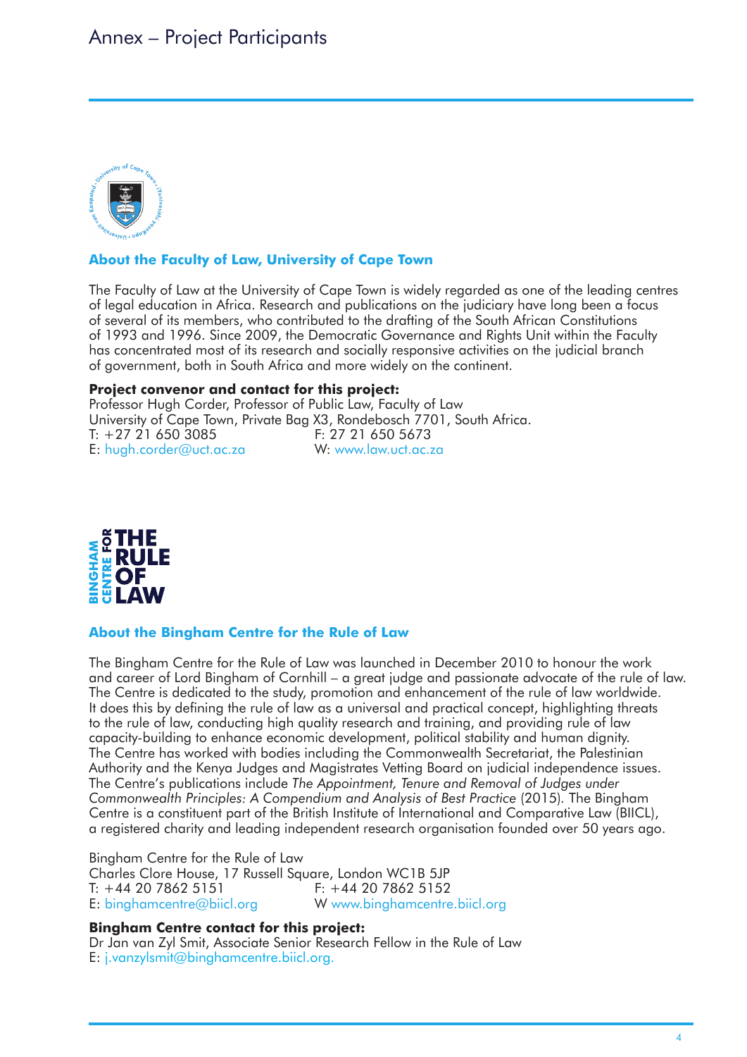# Annex – Project Participants

## About the Faculty of Law, University of Cape Town

The Faculty of Law at the University of Cape Town is widely regarded as one of the leading centres of legal education in Africa. Research and publications on the judiciary have long been a focus of several of its members, who contributed to the drafting of the South African Constitutions of 1993 and 1996. Since 2009, the Democratic Governance and Rights Unit within the Faculty has concentrated most of its research and socially responsive activities on the judicial branch of government, both in South Africa and more widely on the continent.

**Project convenor and contact for this project:**
Professor Hugh Corder, Professor of Public Law, Faculty of Law
University of Cape Town, Private Bag X3, Rondebosch 7701, South Africa.
T: +27 21 650 3085 F: 27 21 650 5673
E: hugh.corder@uct.ac.za W: www.law.uct.ac.za

## About the Bingham Centre for the Rule of Law

The Bingham Centre for the Rule of Law was launched in December 2010 to honour the work and career of Lord Bingham of Cornhill – a great judge and passionate advocate of the rule of law. The Centre is dedicated to the study, promotion and enhancement of the rule of law worldwide. It does this by defining the rule of law as a universal and practical concept, highlighting threats to the rule of law, conducting high quality research and training, and providing rule of law capacity-building to enhance economic development, political stability and human dignity. The Centre has worked with bodies including the Commonwealth Secretariat, the Palestinian Authority and the Kenya Judges and Magistrates Vetting Board on judicial independence issues. The Centre's publications include *The Appointment, Tenure and Removal of Judges under Commonwealth Principles: A Compendium and Analysis of Best Practice* (2015). The Bingham Centre is a constituent part of the British Institute of International and Comparative Law (BIICL), a registered charity and leading independent research organisation founded over 50 years ago.

Bingham Centre for the Rule of Law
Charles Clore House, 17 Russell Square, London WC1B 5JP
T: +44 20 7862 5151 F: +44 20 7862 5152
E: binghamcentre@biicl.org W www.binghamcentre.biicl.org

**Bingham Centre contact for this project:**
Dr Jan van Zyl Smit, Associate Senior Research Fellow in the Rule of Law
E: j.vanzylsmit@binghamcentre.biicl.org.